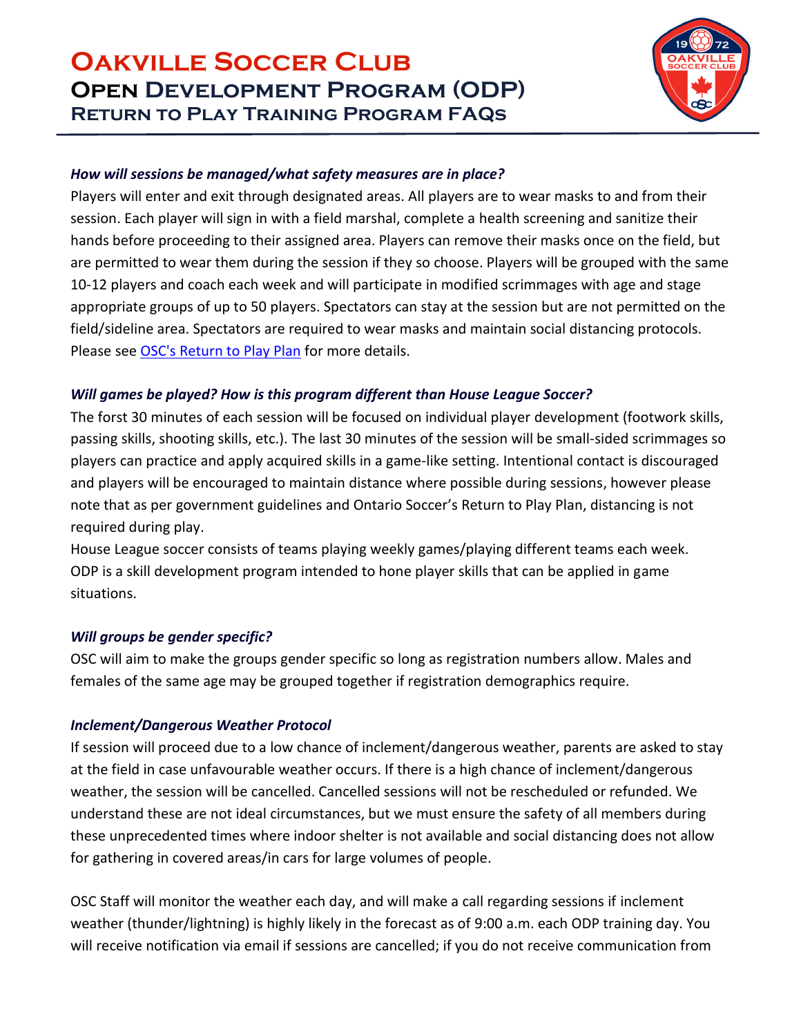# Oakville Soccer Club
## Open Development Program (ODP)
### Return to Play Training Program FAQs

***How will sessions be managed/what safety measures are in place?***

Players will enter and exit through designated areas. All players are to wear masks to and from their session. Each player will sign in with a field marshal, complete a health screening and sanitize their hands before proceeding to their assigned area. Players can remove their masks once on the field, but are permitted to wear them during the session if they so choose. Players will be grouped with the same 10-12 players and coach each week and will participate in modified scrimmages with age and stage appropriate groups of up to 50 players. Spectators can stay at the session but are not permitted on the field/sideline area. Spectators are required to wear masks and maintain social distancing protocols. Please see [OSC's Return to Play Plan]() for more details.

***Will games be played? How is this program different than House League Soccer?***

The forst 30 minutes of each session will be focused on individual player development (footwork skills, passing skills, shooting skills, etc.). The last 30 minutes of the session will be small-sided scrimmages so players can practice and apply acquired skills in a game-like setting. Intentional contact is discouraged and players will be encouraged to maintain distance where possible during sessions, however please note that as per government guidelines and Ontario Soccer's Return to Play Plan, distancing is not required during play.

House League soccer consists of teams playing weekly games/playing different teams each week. ODP is a skill development program intended to hone player skills that can be applied in game situations.

***Will groups be gender specific?***

OSC will aim to make the groups gender specific so long as registration numbers allow. Males and females of the same age may be grouped together if registration demographics require.

***Inclement/Dangerous Weather Protocol***

If session will proceed due to a low chance of inclement/dangerous weather, parents are asked to stay at the field in case unfavourable weather occurs. If there is a high chance of inclement/dangerous weather, the session will be cancelled. Cancelled sessions will not be rescheduled or refunded. We understand these are not ideal circumstances, but we must ensure the safety of all members during these unprecedented times where indoor shelter is not available and social distancing does not allow for gathering in covered areas/in cars for large volumes of people.

OSC Staff will monitor the weather each day, and will make a call regarding sessions if inclement weather (thunder/lightning) is highly likely in the forecast as of 9:00 a.m. each ODP training day. You will receive notification via email if sessions are cancelled; if you do not receive communication from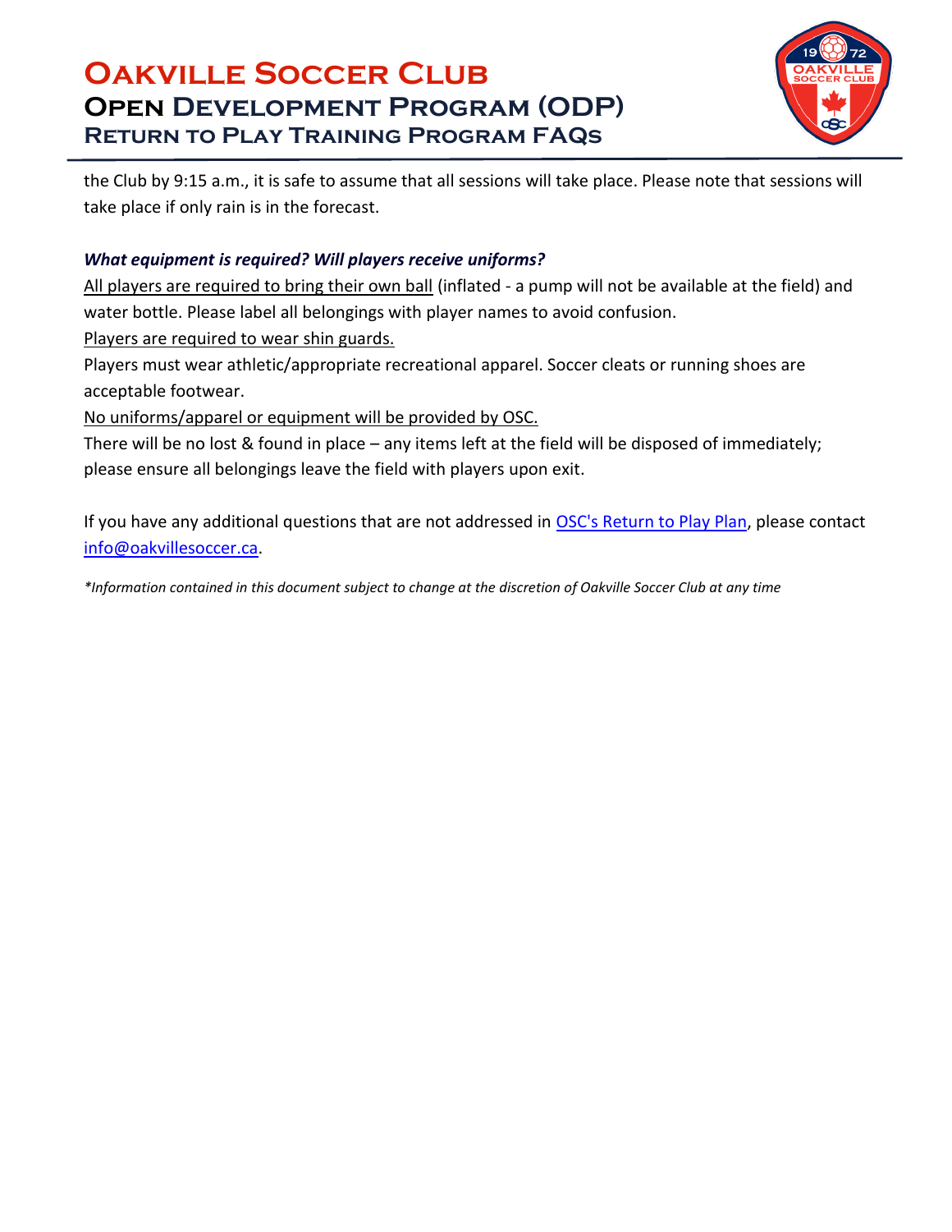the Club by 9:15 a.m., it is safe to assume that all sessions will take place. Please note that sessions will take place if only rain is in the forecast.

***What equipment is required? Will players receive uniforms?***

<u>All players are required to bring their own ball</u> (inflated - a pump will not be available at the field) and water bottle. Please label all belongings with player names to avoid confusion.

<u>Players are required to wear shin guards.</u>

Players must wear athletic/appropriate recreational apparel. Soccer cleats or running shoes are acceptable footwear.

<u>No uniforms/apparel or equipment will be provided by OSC.</u>

There will be no lost & found in place – any items left at the field will be disposed of immediately; please ensure all belongings leave the field with players upon exit.

If you have any additional questions that are not addressed in OSC's Return to Play Plan, please contact info@oakvillesoccer.ca.

*\*Information contained in this document subject to change at the discretion of Oakville Soccer Club at any time*